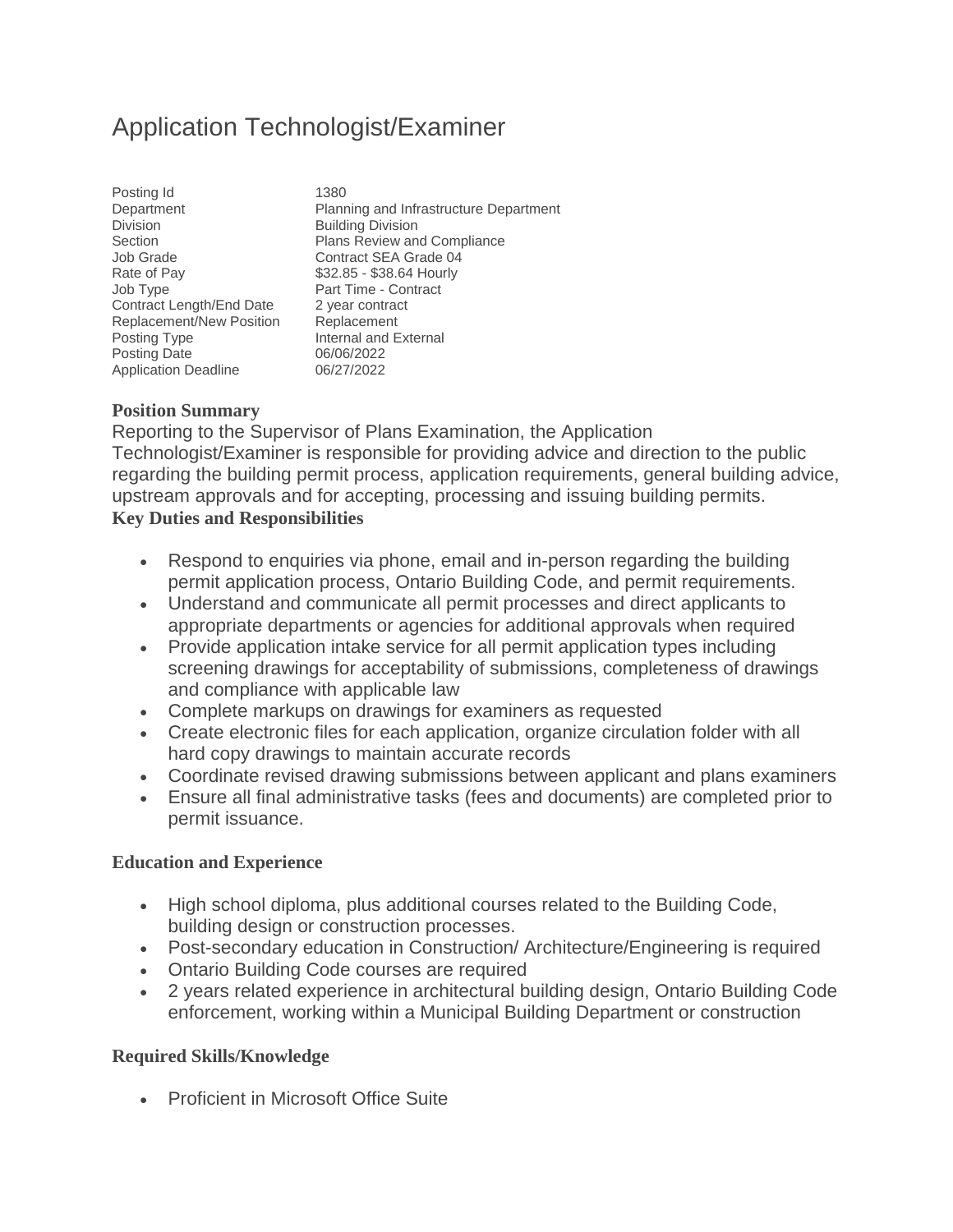# Application Technologist/Examiner

| | |
|---|---|
| Posting Id | 1380 |
| Department | Planning and Infrastructure Department |
| Division | Building Division |
| Section | Plans Review and Compliance |
| Job Grade | Contract SEA Grade 04 |
| Rate of Pay | $32.85 - $38.64 Hourly |
| Job Type | Part Time - Contract |
| Contract Length/End Date | 2 year contract |
| Replacement/New Position | Replacement |
| Posting Type | Internal and External |
| Posting Date | 06/06/2022 |
| Application Deadline | 06/27/2022 |

### Position Summary

Reporting to the Supervisor of Plans Examination, the Application Technologist/Examiner is responsible for providing advice and direction to the public regarding the building permit process, application requirements, general building advice, upstream approvals and for accepting, processing and issuing building permits.

### Key Duties and Responsibilities

- Respond to enquiries via phone, email and in-person regarding the building permit application process, Ontario Building Code, and permit requirements.
- Understand and communicate all permit processes and direct applicants to appropriate departments or agencies for additional approvals when required
- Provide application intake service for all permit application types including screening drawings for acceptability of submissions, completeness of drawings and compliance with applicable law
- Complete markups on drawings for examiners as requested
- Create electronic files for each application, organize circulation folder with all hard copy drawings to maintain accurate records
- Coordinate revised drawing submissions between applicant and plans examiners
- Ensure all final administrative tasks (fees and documents) are completed prior to permit issuance.

### Education and Experience

- High school diploma, plus additional courses related to the Building Code, building design or construction processes.
- Post-secondary education in Construction/ Architecture/Engineering is required
- Ontario Building Code courses are required
- 2 years related experience in architectural building design, Ontario Building Code enforcement, working within a Municipal Building Department or construction

### Required Skills/Knowledge

- Proficient in Microsoft Office Suite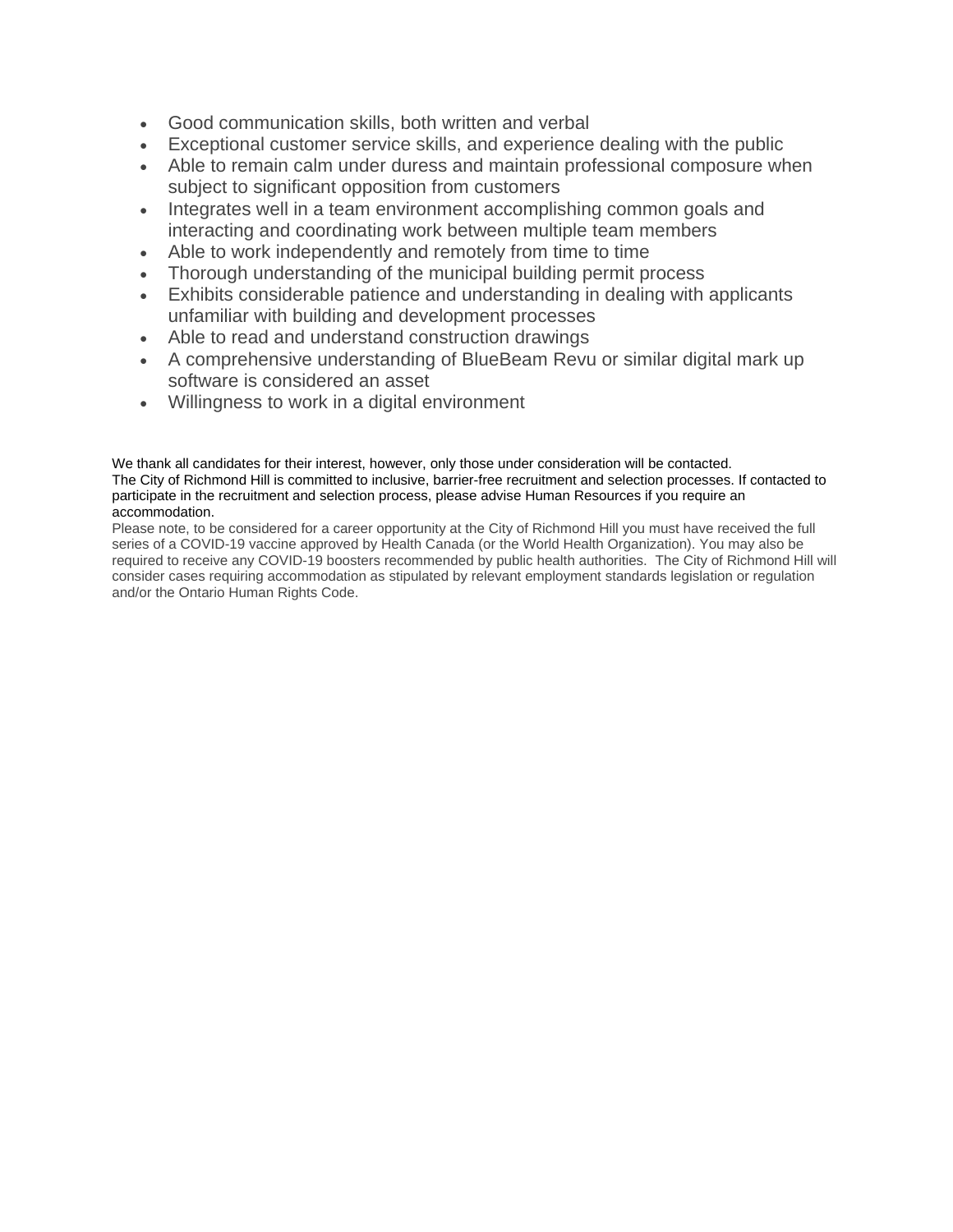- Good communication skills, both written and verbal
- Exceptional customer service skills, and experience dealing with the public
- Able to remain calm under duress and maintain professional composure when subject to significant opposition from customers
- Integrates well in a team environment accomplishing common goals and interacting and coordinating work between multiple team members
- Able to work independently and remotely from time to time
- Thorough understanding of the municipal building permit process
- Exhibits considerable patience and understanding in dealing with applicants unfamiliar with building and development processes
- Able to read and understand construction drawings
- A comprehensive understanding of BlueBeam Revu or similar digital mark up software is considered an asset
- Willingness to work in a digital environment

We thank all candidates for their interest, however, only those under consideration will be contacted.
The City of Richmond Hill is committed to inclusive, barrier-free recruitment and selection processes. If contacted to participate in the recruitment and selection process, please advise Human Resources if you require an accommodation.
Please note, to be considered for a career opportunity at the City of Richmond Hill you must have received the full series of a COVID-19 vaccine approved by Health Canada (or the World Health Organization). You may also be required to receive any COVID-19 boosters recommended by public health authorities. The City of Richmond Hill will consider cases requiring accommodation as stipulated by relevant employment standards legislation or regulation and/or the Ontario Human Rights Code.